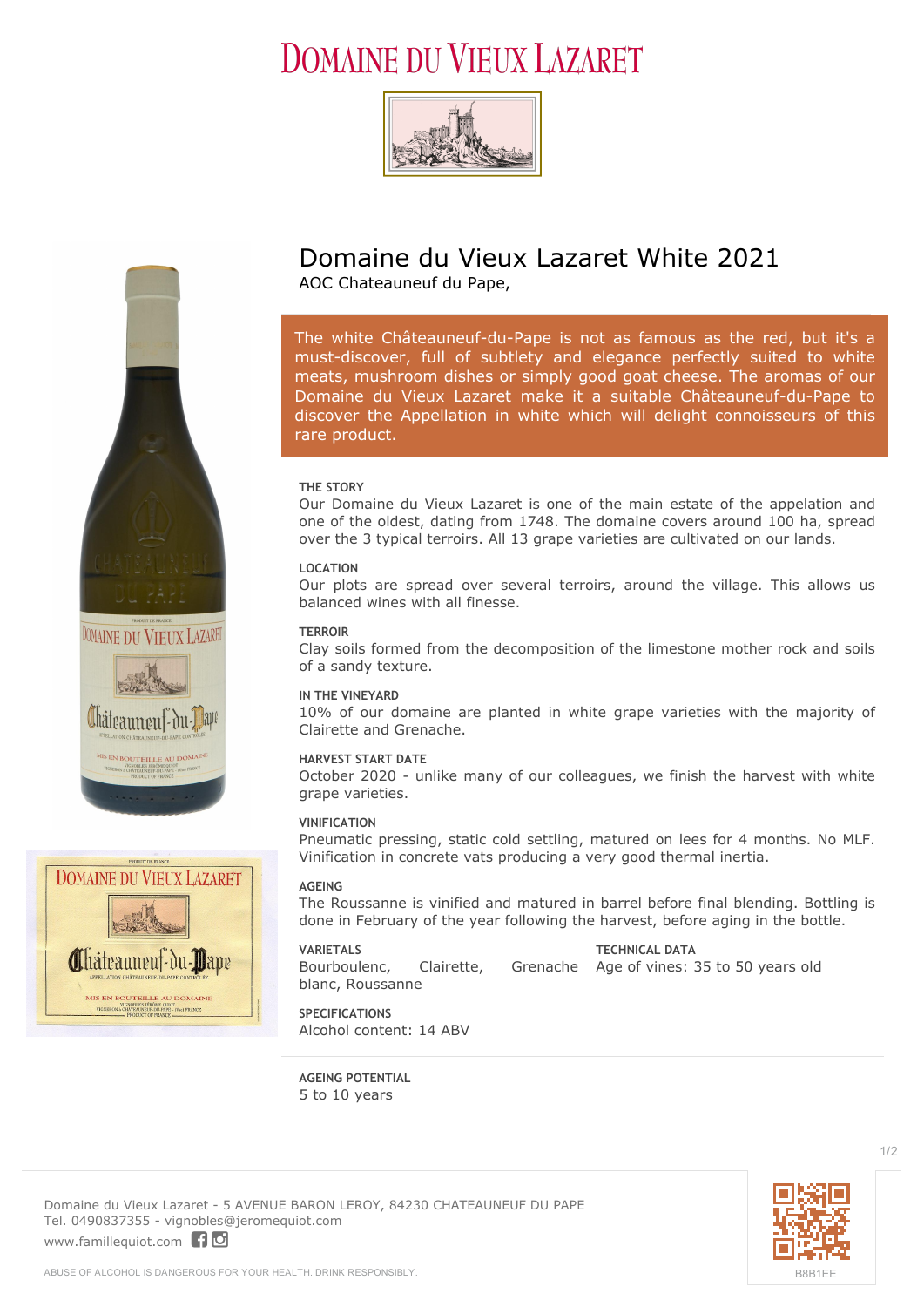# Domaine du Vieux Lazaret

## Domaine du Vieux Lazaret White 2021

AOC Chateauneuf du Pape,

The white Châteauneuf-du-Pape is not as famous as the red, but it's a must-discover, full of subtlety and elegance perfectly suited to white meats, mushroom dishes or simply good goat cheese. The aromas of our Domaine du Vieux Lazaret make it a suitable Châteauneuf-du-Pape to discover the Appellation in white which will delight connoisseurs of this rare product.

### THE STORY

Our Domaine du Vieux Lazaret is one of the main estate of the appelation and one of the oldest, dating from 1748. The domaine covers around 100 ha, spread over the 3 typical terroirs. All 13 grape varieties are cultivated on our lands.

### LOCATION

Our plots are spread over several terroirs, around the village. This allows us balanced wines with all finesse.

### TERROIR

Clay soils formed from the decomposition of the limestone mother rock and soils of a sandy texture.

### IN THE VINEYARD

10% of our domaine are planted in white grape varieties with the majority of Clairette and Grenache.

### HARVEST START DATE

October 2020 - unlike many of our colleagues, we finish the harvest with white grape varieties.

### VINIFICATION

Pneumatic pressing, static cold settling, matured on lees for 4 months. No MLF. Vinification in concrete vats producing a very good thermal inertia.

### AGEING

The Roussanne is vinified and matured in barrel before final blending. Bottling is done in February of the year following the harvest, before aging in the bottle.

### VARIETALS

Bourboulenc, Clairette, Grenache blanc, Roussanne

### TECHNICAL DATA

Age of vines: 35 to 50 years old

### SPECIFICATIONS

Alcohol content: 14 ABV

### AGEING POTENTIAL

5 to 10 years

Domaine du Vieux Lazaret - 5 AVENUE BARON LEROY, 84230 CHATEAUNEUF DU PAPE
Tel. 0490837355 - vignobles@jeromequiot.com
www.famillequiot.com

B8B1EE

ABUSE OF ALCOHOL IS DANGEROUS FOR YOUR HEALTH. DRINK RESPONSIBLY.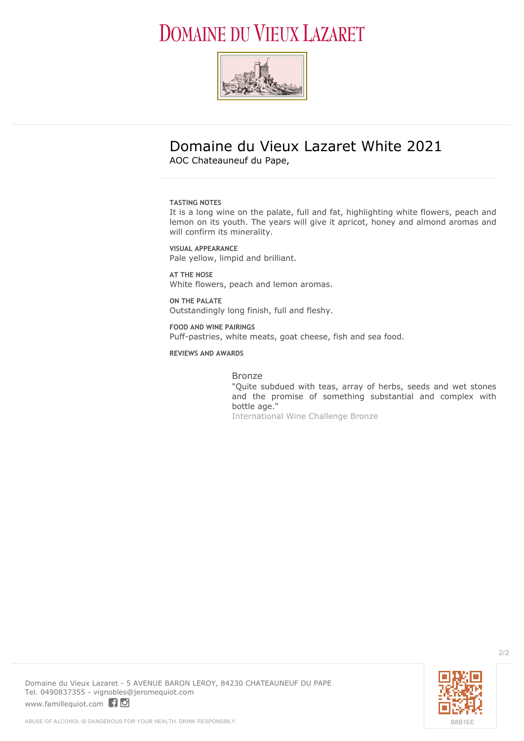# Domaine du Vieux Lazaret

## Domaine du Vieux Lazaret White 2021

AOC Chateauneuf du Pape,

**TASTING NOTES**

It is a long wine on the palate, full and fat, highlighting white flowers, peach and lemon on its youth. The years will give it apricot, honey and almond aromas and will confirm its minerality.

**VISUAL APPEARANCE**

Pale yellow, limpid and brilliant.

**AT THE NOSE**

White flowers, peach and lemon aromas.

**ON THE PALATE**

Outstandingly long finish, full and fleshy.

**FOOD AND WINE PAIRINGS**

Puff-pastries, white meats, goat cheese, fish and sea food.

**REVIEWS AND AWARDS**

Bronze

"Quite subdued with teas, array of herbs, seeds and wet stones and the promise of something substantial and complex with bottle age."

International Wine Challenge Bronze

Domaine du Vieux Lazaret - 5 AVENUE BARON LEROY, 84230 CHATEAUNEUF DU PAPE
Tel. 0490837355 - vignobles@jeromequiot.com
www.famillequiot.com

B8B1EE

ABUSE OF ALCOHOL IS DANGEROUS FOR YOUR HEALTH. DRINK RESPONSIBLY.